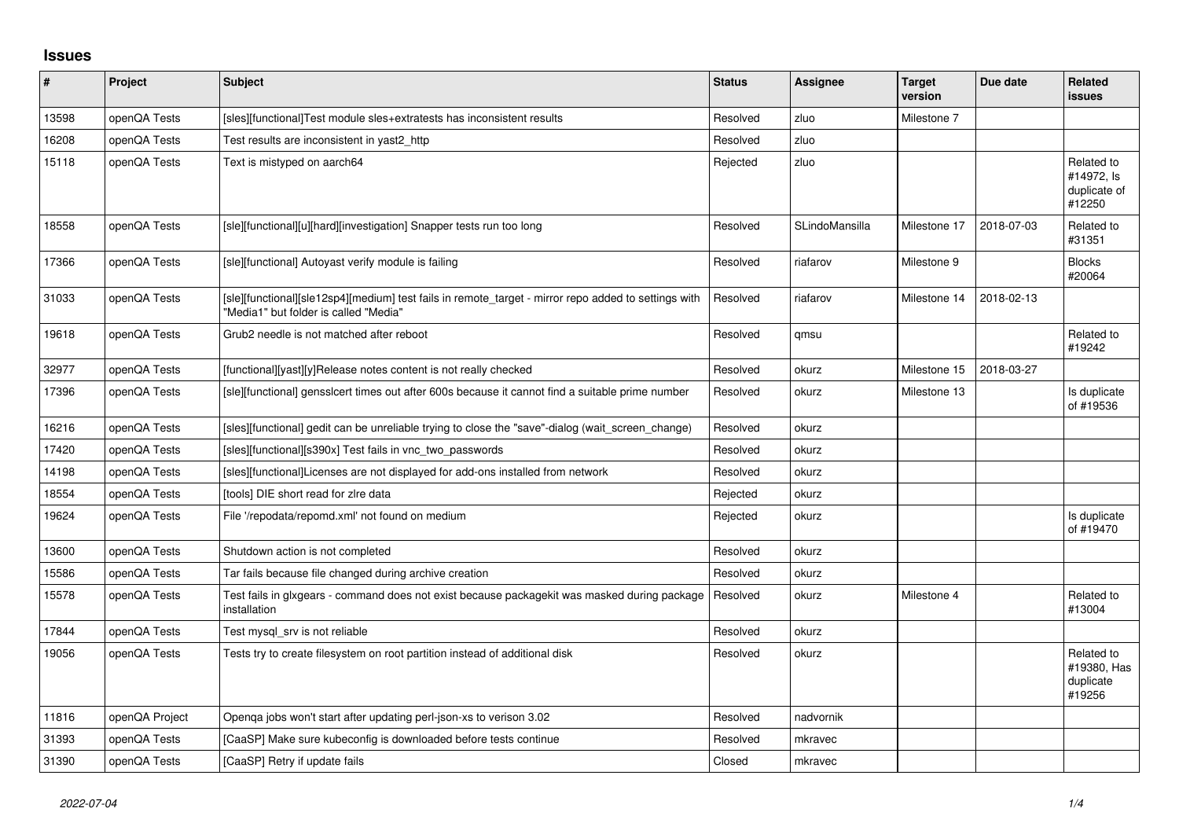## Issues

| # | Project | Subject | Status | Assignee | Target version | Due date | Related issues |
|---|---|---|---|---|---|---|---|
| 13598 | openQA Tests | [sles][functional]Test module sles+extratests has inconsistent results | Resolved | zluo | Milestone 7 | | |
| 16208 | openQA Tests | Test results are inconsistent in yast2_http | Resolved | zluo | | | |
| 15118 | openQA Tests | Text is mistyped on aarch64 | Rejected | zluo | | | Related to #14972, Is duplicate of #12250 |
| 18558 | openQA Tests | [sle][functional][u][hard][investigation] Snapper tests run too long | Resolved | SLindoMansilla | Milestone 17 | 2018-07-03 | Related to #31351 |
| 17366 | openQA Tests | [sle][functional] Autoyast verify module is failing | Resolved | riafarov | Milestone 9 | | Blocks #20064 |
| 31033 | openQA Tests | [sle][functional][sle12sp4][medium] test fails in remote_target - mirror repo added to settings with "Media1" but folder is called "Media" | Resolved | riafarov | Milestone 14 | 2018-02-13 | |
| 19618 | openQA Tests | Grub2 needle is not matched after reboot | Resolved | qmsu | | | Related to #19242 |
| 32977 | openQA Tests | [functional][yast][y]Release notes content is not really checked | Resolved | okurz | Milestone 15 | 2018-03-27 | |
| 17396 | openQA Tests | [sle][functional] gensslcert times out after 600s because it cannot find a suitable prime number | Resolved | okurz | Milestone 13 | | Is duplicate of #19536 |
| 16216 | openQA Tests | [sles][functional] gedit can be unreliable trying to close the "save"-dialog (wait_screen_change) | Resolved | okurz | | | |
| 17420 | openQA Tests | [sles][functional][s390x] Test fails in vnc_two_passwords | Resolved | okurz | | | |
| 14198 | openQA Tests | [sles][functional]Licenses are not displayed for add-ons installed from network | Resolved | okurz | | | |
| 18554 | openQA Tests | [tools] DIE short read for zlre data | Rejected | okurz | | | |
| 19624 | openQA Tests | File '/repodata/repomd.xml' not found on medium | Rejected | okurz | | | Is duplicate of #19470 |
| 13600 | openQA Tests | Shutdown action is not completed | Resolved | okurz | | | |
| 15586 | openQA Tests | Tar fails because file changed during archive creation | Resolved | okurz | | | |
| 15578 | openQA Tests | Test fails in glxgears - command does not exist because packagekit was masked during package installation | Resolved | okurz | Milestone 4 | | Related to #13004 |
| 17844 | openQA Tests | Test mysql_srv is not reliable | Resolved | okurz | | | |
| 19056 | openQA Tests | Tests try to create filesystem on root partition instead of additional disk | Resolved | okurz | | | Related to #19380, Has duplicate #19256 |
| 11816 | openQA Project | Openqa jobs won't start after updating perl-json-xs to verison 3.02 | Resolved | nadvornik | | | |
| 31393 | openQA Tests | [CaaSP] Make sure kubeconfig is downloaded before tests continue | Resolved | mkravec | | | |
| 31390 | openQA Tests | [CaaSP] Retry if update fails | Closed | mkravec | | | |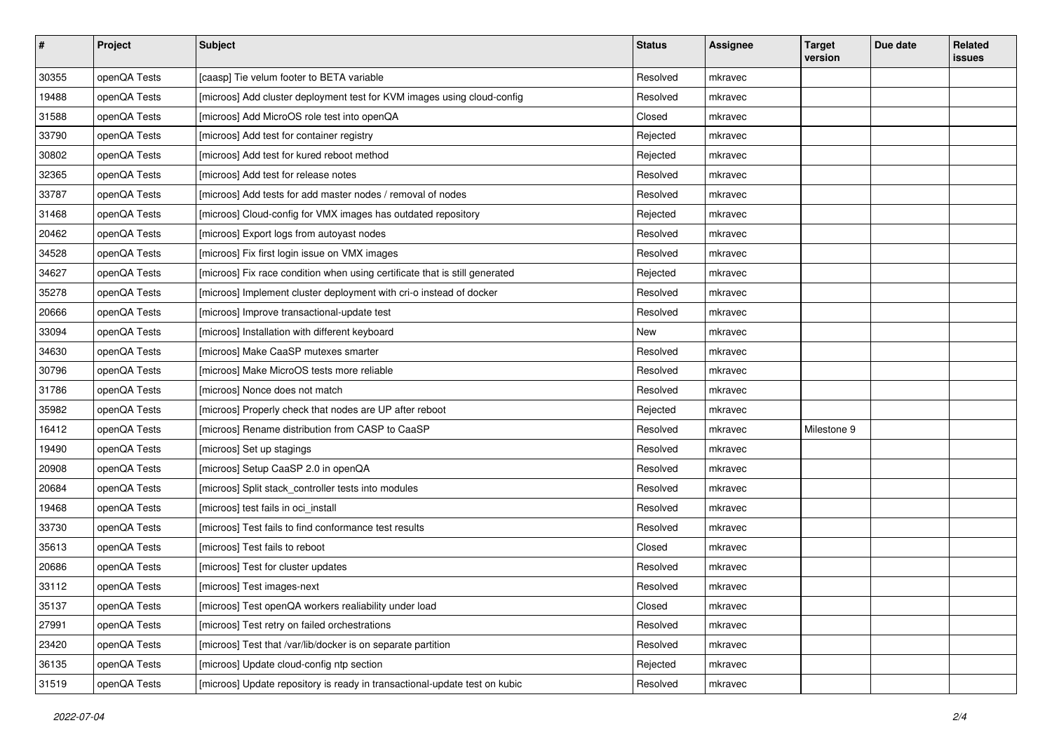| # | Project | Subject | Status | Assignee | Target version | Due date | Related issues |
|---|---|---|---|---|---|---|---|
| 30355 | openQA Tests | [caasp] Tie velum footer to BETA variable | Resolved | mkravec | | | |
| 19488 | openQA Tests | [microos] Add cluster deployment test for KVM images using cloud-config | Resolved | mkravec | | | |
| 31588 | openQA Tests | [microos] Add MicroOS role test into openQA | Closed | mkravec | | | |
| 33790 | openQA Tests | [microos] Add test for container registry | Rejected | mkravec | | | |
| 30802 | openQA Tests | [microos] Add test for kured reboot method | Rejected | mkravec | | | |
| 32365 | openQA Tests | [microos] Add test for release notes | Resolved | mkravec | | | |
| 33787 | openQA Tests | [microos] Add tests for add master nodes / removal of nodes | Resolved | mkravec | | | |
| 31468 | openQA Tests | [microos] Cloud-config for VMX images has outdated repository | Rejected | mkravec | | | |
| 20462 | openQA Tests | [microos] Export logs from autoyast nodes | Resolved | mkravec | | | |
| 34528 | openQA Tests | [microos] Fix first login issue on VMX images | Resolved | mkravec | | | |
| 34627 | openQA Tests | [microos] Fix race condition when using certificate that is still generated | Rejected | mkravec | | | |
| 35278 | openQA Tests | [microos] Implement cluster deployment with cri-o instead of docker | Resolved | mkravec | | | |
| 20666 | openQA Tests | [microos] Improve transactional-update test | Resolved | mkravec | | | |
| 33094 | openQA Tests | [microos] Installation with different keyboard | New | mkravec | | | |
| 34630 | openQA Tests | [microos] Make CaaSP mutexes smarter | Resolved | mkravec | | | |
| 30796 | openQA Tests | [microos] Make MicroOS tests more reliable | Resolved | mkravec | | | |
| 31786 | openQA Tests | [microos] Nonce does not match | Resolved | mkravec | | | |
| 35982 | openQA Tests | [microos] Properly check that nodes are UP after reboot | Rejected | mkravec | | | |
| 16412 | openQA Tests | [microos] Rename distribution from CASP to CaaSP | Resolved | mkravec | Milestone 9 | | |
| 19490 | openQA Tests | [microos] Set up stagings | Resolved | mkravec | | | |
| 20908 | openQA Tests | [microos] Setup CaaSP 2.0 in openQA | Resolved | mkravec | | | |
| 20684 | openQA Tests | [microos] Split stack_controller tests into modules | Resolved | mkravec | | | |
| 19468 | openQA Tests | [microos] test fails in oci_install | Resolved | mkravec | | | |
| 33730 | openQA Tests | [microos] Test fails to find conformance test results | Resolved | mkravec | | | |
| 35613 | openQA Tests | [microos] Test fails to reboot | Closed | mkravec | | | |
| 20686 | openQA Tests | [microos] Test for cluster updates | Resolved | mkravec | | | |
| 33112 | openQA Tests | [microos] Test images-next | Resolved | mkravec | | | |
| 35137 | openQA Tests | [microos] Test openQA workers realiability under load | Closed | mkravec | | | |
| 27991 | openQA Tests | [microos] Test retry on failed orchestrations | Resolved | mkravec | | | |
| 23420 | openQA Tests | [microos] Test that /var/lib/docker is on separate partition | Resolved | mkravec | | | |
| 36135 | openQA Tests | [microos] Update cloud-config ntp section | Rejected | mkravec | | | |
| 31519 | openQA Tests | [microos] Update repository is ready in transactional-update test on kubic | Resolved | mkravec | | | |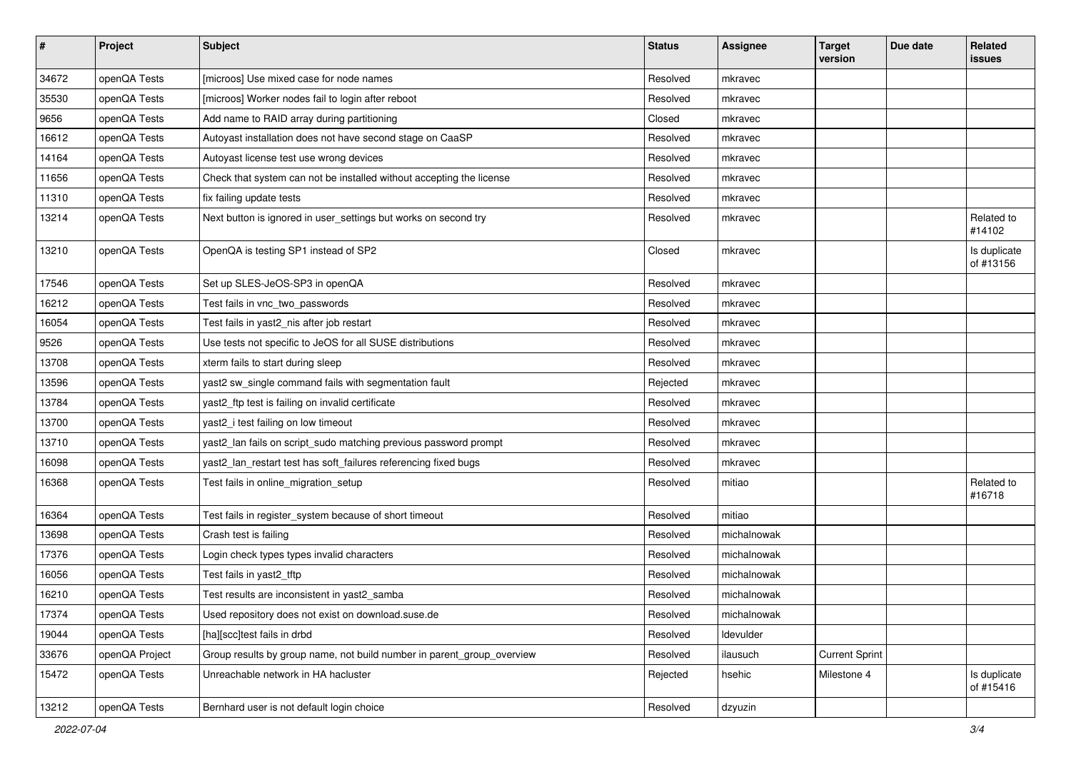| # | Project | Subject | Status | Assignee | Target version | Due date | Related issues |
|---|---|---|---|---|---|---|---|
| 34672 | openQA Tests | [microos] Use mixed case for node names | Resolved | mkravec | | | |
| 35530 | openQA Tests | [microos] Worker nodes fail to login after reboot | Resolved | mkravec | | | |
| 9656 | openQA Tests | Add name to RAID array during partitioning | Closed | mkravec | | | |
| 16612 | openQA Tests | Autoyast installation does not have second stage on CaaSP | Resolved | mkravec | | | |
| 14164 | openQA Tests | Autoyast license test use wrong devices | Resolved | mkravec | | | |
| 11656 | openQA Tests | Check that system can not be installed without accepting the license | Resolved | mkravec | | | |
| 11310 | openQA Tests | fix failing update tests | Resolved | mkravec | | | |
| 13214 | openQA Tests | Next button is ignored in user_settings but works on second try | Resolved | mkravec | | | Related to #14102 |
| 13210 | openQA Tests | OpenQA is testing SP1 instead of SP2 | Closed | mkravec | | | Is duplicate of #13156 |
| 17546 | openQA Tests | Set up SLES-JeOS-SP3 in openQA | Resolved | mkravec | | | |
| 16212 | openQA Tests | Test fails in vnc_two_passwords | Resolved | mkravec | | | |
| 16054 | openQA Tests | Test fails in yast2_nis after job restart | Resolved | mkravec | | | |
| 9526 | openQA Tests | Use tests not specific to JeOS for all SUSE distributions | Resolved | mkravec | | | |
| 13708 | openQA Tests | xterm fails to start during sleep | Resolved | mkravec | | | |
| 13596 | openQA Tests | yast2 sw_single command fails with segmentation fault | Rejected | mkravec | | | |
| 13784 | openQA Tests | yast2_ftp test is failing on invalid certificate | Resolved | mkravec | | | |
| 13700 | openQA Tests | yast2_i test failing on low timeout | Resolved | mkravec | | | |
| 13710 | openQA Tests | yast2_lan fails on script_sudo matching previous password prompt | Resolved | mkravec | | | |
| 16098 | openQA Tests | yast2_lan_restart test has soft_failures referencing fixed bugs | Resolved | mkravec | | | |
| 16368 | openQA Tests | Test fails in online_migration_setup | Resolved | mitiao | | | Related to #16718 |
| 16364 | openQA Tests | Test fails in register_system because of short timeout | Resolved | mitiao | | | |
| 13698 | openQA Tests | Crash test is failing | Resolved | michalnowak | | | |
| 17376 | openQA Tests | Login check types types invalid characters | Resolved | michalnowak | | | |
| 16056 | openQA Tests | Test fails in yast2_tftp | Resolved | michalnowak | | | |
| 16210 | openQA Tests | Test results are inconsistent in yast2_samba | Resolved | michalnowak | | | |
| 17374 | openQA Tests | Used repository does not exist on download.suse.de | Resolved | michalnowak | | | |
| 19044 | openQA Tests | [ha][scc]test fails in drbd | Resolved | ldevulder | | | |
| 33676 | openQA Project | Group results by group name, not build number in parent_group_overview | Resolved | ilausuch | Current Sprint | | |
| 15472 | openQA Tests | Unreachable network in HA hacluster | Rejected | hsehic | Milestone 4 | | Is duplicate of #15416 |
| 13212 | openQA Tests | Bernhard user is not default login choice | Resolved | dzyuzin | | | |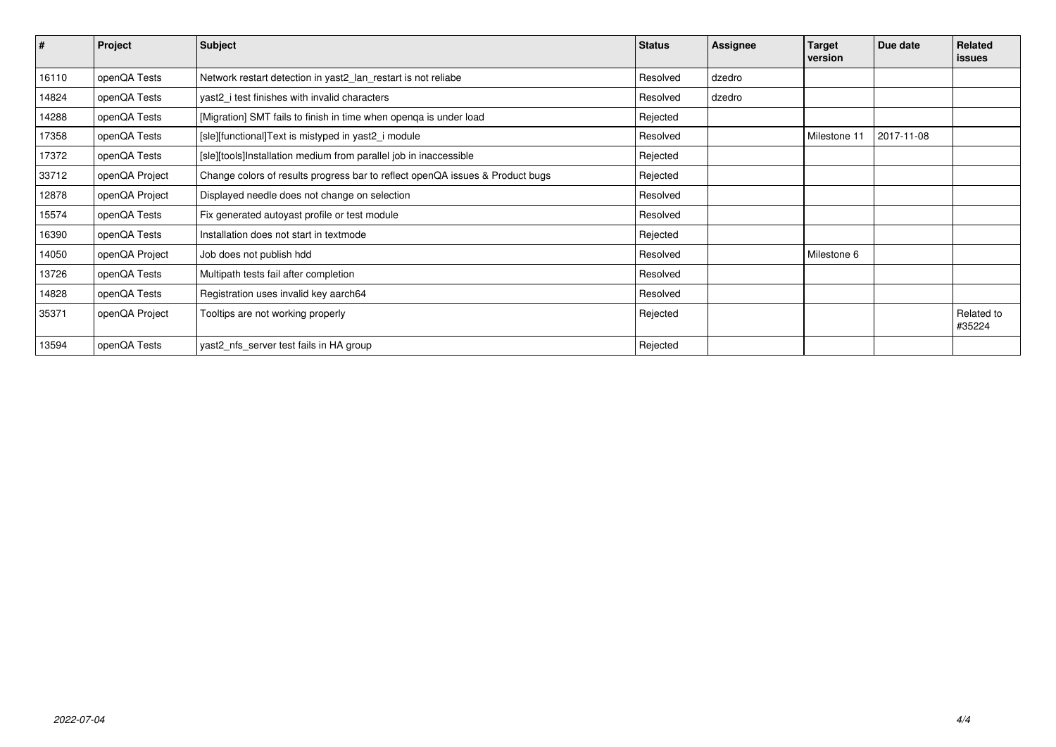| # | Project | Subject | Status | Assignee | Target version | Due date | Related issues |
|---|---|---|---|---|---|---|---|
| 16110 | openQA Tests | Network restart detection in yast2_lan_restart is not reliabe | Resolved | dzedro | | | |
| 14824 | openQA Tests | yast2_i test finishes with invalid characters | Resolved | dzedro | | | |
| 14288 | openQA Tests | [Migration] SMT fails to finish in time when openqa is under load | Rejected | | | | |
| 17358 | openQA Tests | [sle][functional]Text is mistyped in yast2_i module | Resolved | | Milestone 11 | 2017-11-08 | |
| 17372 | openQA Tests | [sle][tools]Installation medium from parallel job in inaccessible | Rejected | | | | |
| 33712 | openQA Project | Change colors of results progress bar to reflect openQA issues & Product bugs | Rejected | | | | |
| 12878 | openQA Project | Displayed needle does not change on selection | Resolved | | | | |
| 15574 | openQA Tests | Fix generated autoyast profile or test module | Resolved | | | | |
| 16390 | openQA Tests | Installation does not start in textmode | Rejected | | | | |
| 14050 | openQA Project | Job does not publish hdd | Resolved | | Milestone 6 | | |
| 13726 | openQA Tests | Multipath tests fail after completion | Resolved | | | | |
| 14828 | openQA Tests | Registration uses invalid key aarch64 | Resolved | | | | |
| 35371 | openQA Project | Tooltips are not working properly | Rejected | | | | Related to #35224 |
| 13594 | openQA Tests | yast2_nfs_server test fails in HA group | Rejected | | | | |